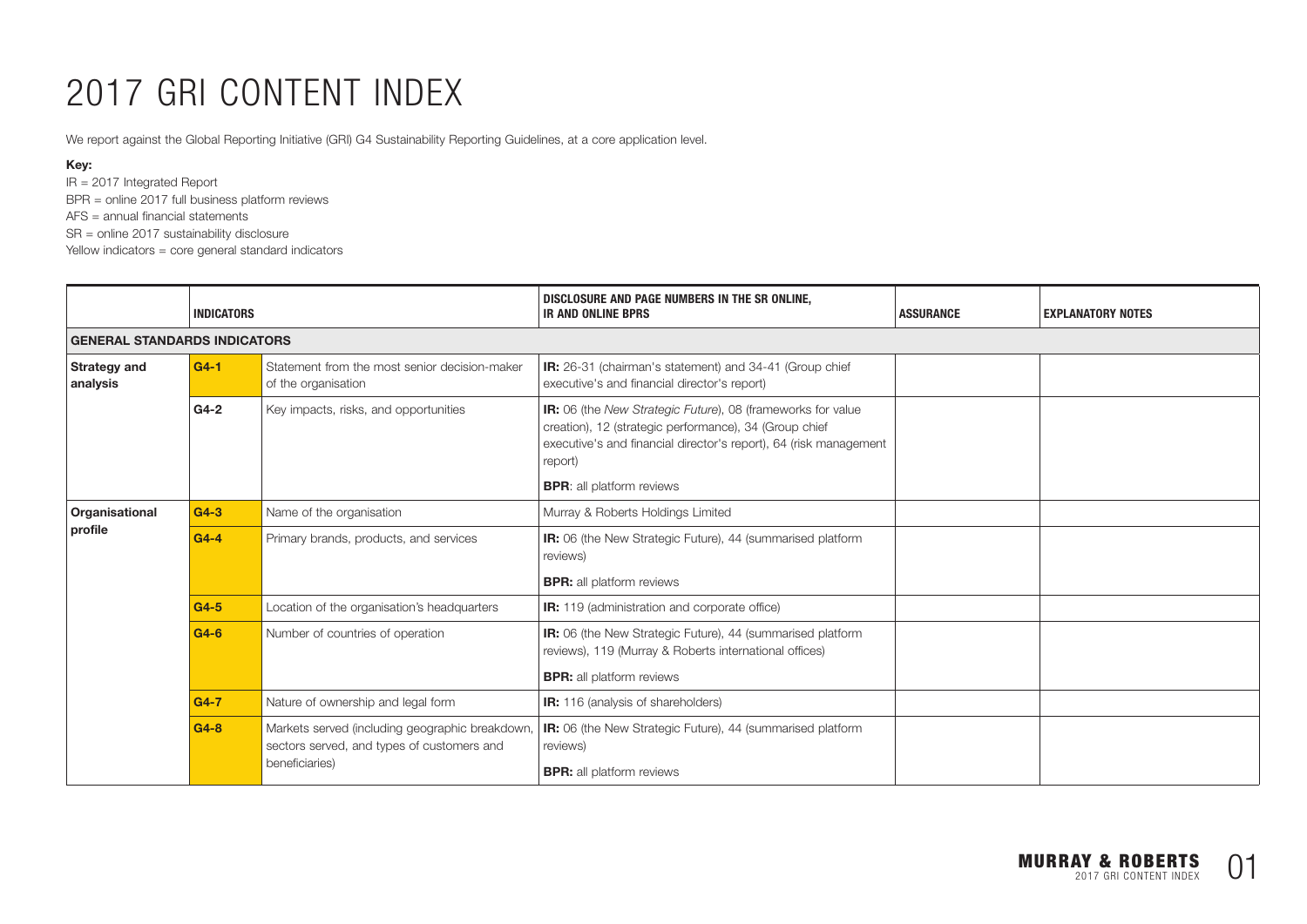# 2017 GRI CONTENT INDEX

We report against the Global Reporting Initiative (GRI) G4 Sustainability Reporting Guidelines, at a core application level.

**Key:**

IR = 2017 Integrated Report
BPR = online 2017 full business platform reviews
AFS = annual financial statements
SR = online 2017 sustainability disclosure
Yellow indicators = core general standard indicators

| | INDICATORS | | DISCLOSURE AND PAGE NUMBERS IN THE SR ONLINE, IR AND ONLINE BPRS | ASSURANCE | EXPLANATORY NOTES |
|---|---|---|---|---|---|
| **GENERAL STANDARDS INDICATORS** | | | | | |
| **Strategy and analysis** | **G4-1** | Statement from the most senior decision-maker of the organisation | **IR:** 26-31 (chairman's statement) and 34-41 (Group chief executive's and financial director's report) | | |
| | **G4-2** | Key impacts, risks, and opportunities | **IR:** 06 (the *New Strategic Future*), 08 (frameworks for value creation), 12 (strategic performance), 34 (Group chief executive's and financial director's report), 64 (risk management report)<br>**BPR**: all platform reviews | | |
| **Organisational profile** | **G4-3** | Name of the organisation | Murray & Roberts Holdings Limited | | |
| | **G4-4** | Primary brands, products, and services | **IR:** 06 (the New Strategic Future), 44 (summarised platform reviews)<br>**BPR:** all platform reviews | | |
| | **G4-5** | Location of the organisation's headquarters | **IR:** 119 (administration and corporate office) | | |
| | **G4-6** | Number of countries of operation | **IR:** 06 (the New Strategic Future), 44 (summarised platform reviews), 119 (Murray & Roberts international offices)<br>**BPR:** all platform reviews | | |
| | **G4-7** | Nature of ownership and legal form | **IR:** 116 (analysis of shareholders) | | |
| | **G4-8** | Markets served (including geographic breakdown, sectors served, and types of customers and beneficiaries) | **IR:** 06 (the New Strategic Future), 44 (summarised platform reviews)<br>**BPR:** all platform reviews | | |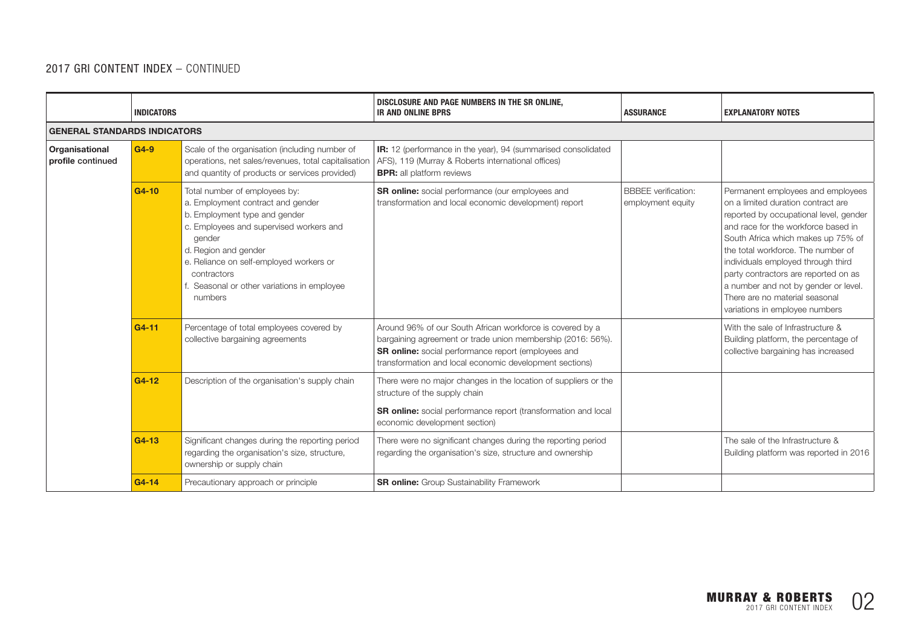## 2017 GRI CONTENT INDEX – CONTINUED

| | INDICATORS | | DISCLOSURE AND PAGE NUMBERS IN THE SR ONLINE, IR AND ONLINE BPRS | ASSURANCE | EXPLANATORY NOTES |
|---|---|---|---|---|---|
| **GENERAL STANDARDS INDICATORS** | | | | | |
| **Organisational profile continued** | **G4-9** | Scale of the organisation (including number of operations, net sales/revenues, total capitalisation and quantity of products or services provided) | **IR:** 12 (performance in the year), 94 (summarised consolidated AFS), 119 (Murray & Roberts international offices)<br>**BPR:** all platform reviews | | |
| | **G4-10** | Total number of employees by:<br>a. Employment contract and gender<br>b. Employment type and gender<br>c. Employees and supervised workers and gender<br>d. Region and gender<br>e. Reliance on self-employed workers or contractors<br>f. Seasonal or other variations in employee numbers | **SR online:** social performance (our employees and transformation and local economic development) report | BBBEE verification: employment equity | Permanent employees and employees on a limited duration contract are reported by occupational level, gender and race for the workforce based in South Africa which makes up 75% of the total workforce. The number of individuals employed through third party contractors are reported on as a number and not by gender or level. There are no material seasonal variations in employee numbers |
| | **G4-11** | Percentage of total employees covered by collective bargaining agreements | Around 96% of our South African workforce is covered by a bargaining agreement or trade union membership (2016: 56%).<br>**SR online:** social performance report (employees and transformation and local economic development sections) | | With the sale of Infrastructure & Building platform, the percentage of collective bargaining has increased |
| | **G4-12** | Description of the organisation's supply chain | There were no major changes in the location of suppliers or the structure of the supply chain<br>**SR online:** social performance report (transformation and local economic development section) | | |
| | **G4-13** | Significant changes during the reporting period regarding the organisation's size, structure, ownership or supply chain | There were no significant changes during the reporting period regarding the organisation's size, structure and ownership | | The sale of the Infrastructure & Building platform was reported in 2016 |
| | **G4-14** | Precautionary approach or principle | **SR online:** Group Sustainability Framework | | |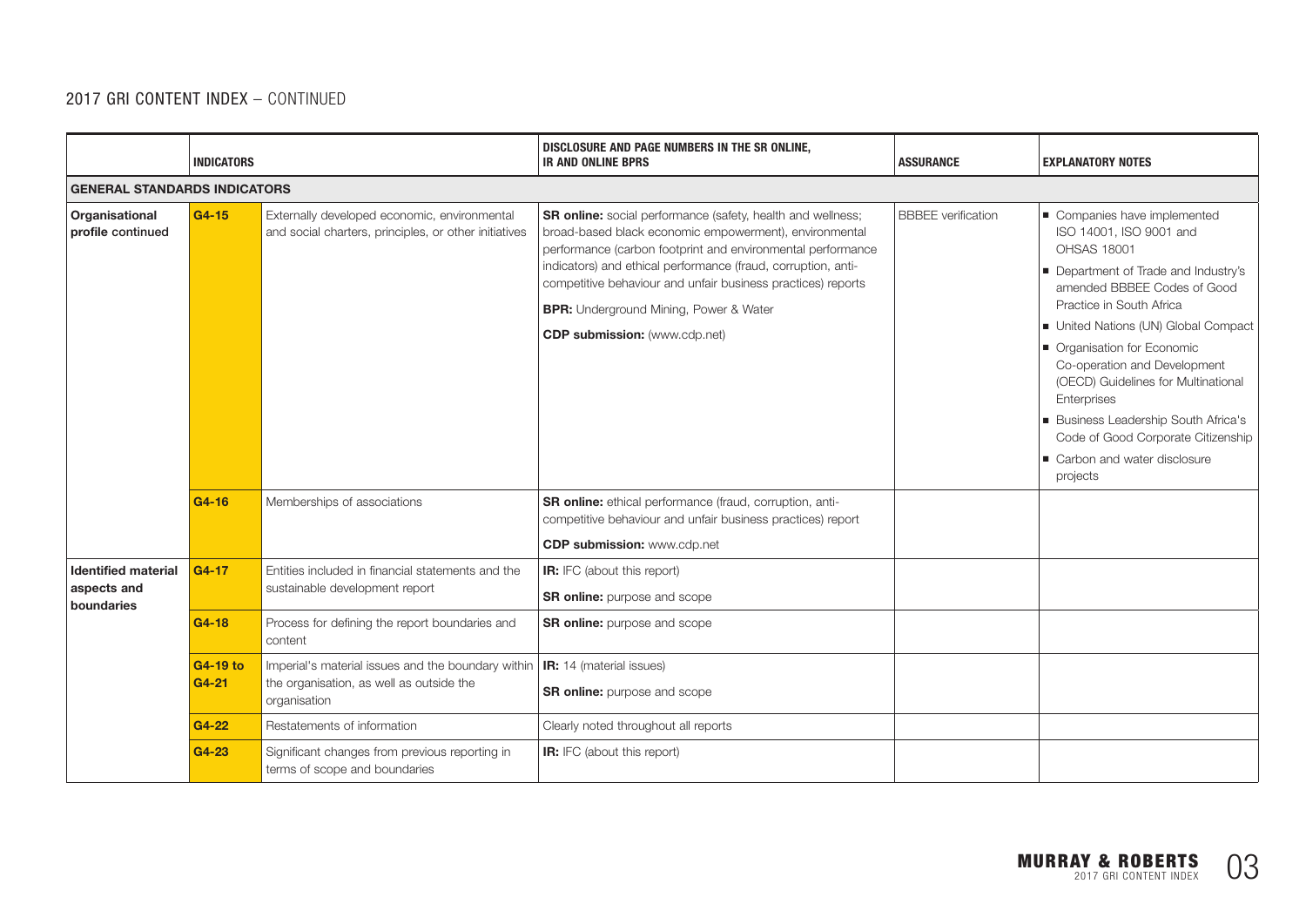## 2017 GRI CONTENT INDEX – CONTINUED

| | INDICATORS | | DISCLOSURE AND PAGE NUMBERS IN THE SR ONLINE, IR AND ONLINE BPRS | ASSURANCE | EXPLANATORY NOTES |
|---|---|---|---|---|---|
| **GENERAL STANDARDS INDICATORS** | | | | | |
| **Organisational profile continued** | **G4-15** | Externally developed economic, environmental and social charters, principles, or other initiatives | **SR online:** social performance (safety, health and wellness; broad-based black economic empowerment), environmental performance (carbon footprint and environmental performance indicators) and ethical performance (fraud, corruption, anti-competitive behaviour and unfair business practices) reports<br>**BPR:** Underground Mining, Power & Water<br>**CDP submission:** (www.cdp.net) | BBBEE verification | ■ Companies have implemented ISO 14001, ISO 9001 and OHSAS 18001<br>■ Department of Trade and Industry's amended BBBEE Codes of Good Practice in South Africa<br>■ United Nations (UN) Global Compact<br>■ Organisation for Economic Co-operation and Development (OECD) Guidelines for Multinational Enterprises<br>■ Business Leadership South Africa's Code of Good Corporate Citizenship<br>■ Carbon and water disclosure projects |
| | **G4-16** | Memberships of associations | **SR online:** ethical performance (fraud, corruption, anti-competitive behaviour and unfair business practices) report<br>**CDP submission:** www.cdp.net | | |
| **Identified material aspects and boundaries** | **G4-17** | Entities included in financial statements and the sustainable development report | **IR:** IFC (about this report)<br>**SR online:** purpose and scope | | |
| | **G4-18** | Process for defining the report boundaries and content | **SR online:** purpose and scope | | |
| | **G4-19 to G4-21** | Imperial's material issues and the boundary within the organisation, as well as outside the organisation | **IR:** 14 (material issues)<br>**SR online:** purpose and scope | | |
| | **G4-22** | Restatements of information | Clearly noted throughout all reports | | |
| | **G4-23** | Significant changes from previous reporting in terms of scope and boundaries | **IR:** IFC (about this report) | | |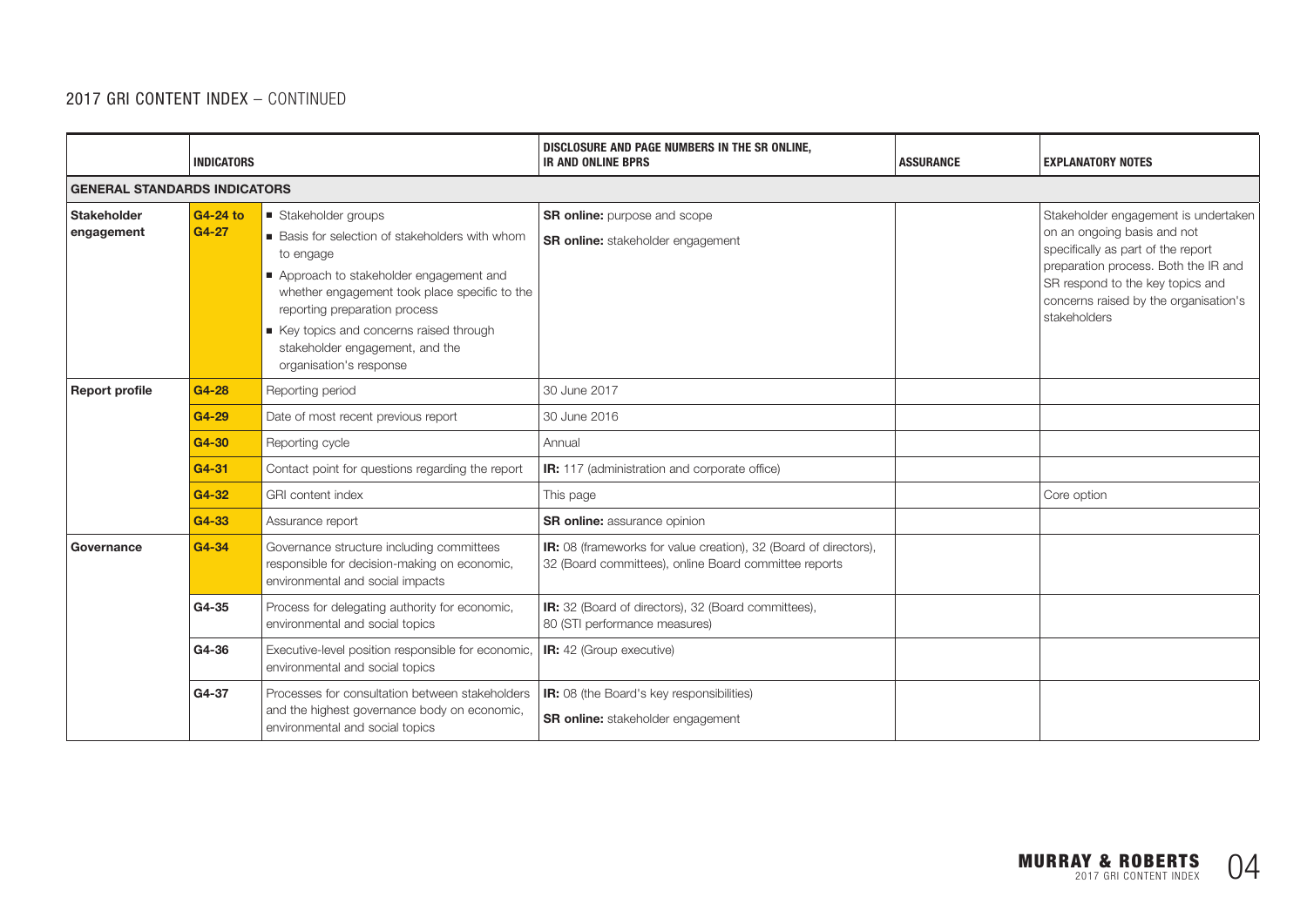## 2017 GRI CONTENT INDEX – CONTINUED

| | INDICATORS | | DISCLOSURE AND PAGE NUMBERS IN THE SR ONLINE, IR AND ONLINE BPRS | ASSURANCE | EXPLANATORY NOTES |
|---|---|---|---|---|---|
| **GENERAL STANDARDS INDICATORS** | | | | | |
| **Stakeholder engagement** | **G4-24 to G4-27** | ■ Stakeholder groups<br>■ Basis for selection of stakeholders with whom to engage<br>■ Approach to stakeholder engagement and whether engagement took place specific to the reporting preparation process<br>■ Key topics and concerns raised through stakeholder engagement, and the organisation's response | **SR online:** purpose and scope<br>**SR online:** stakeholder engagement | | Stakeholder engagement is undertaken on an ongoing basis and not specifically as part of the report preparation process. Both the IR and SR respond to the key topics and concerns raised by the organisation's stakeholders |
| **Report profile** | **G4-28** | Reporting period | 30 June 2017 | | |
| | **G4-29** | Date of most recent previous report | 30 June 2016 | | |
| | **G4-30** | Reporting cycle | Annual | | |
| | **G4-31** | Contact point for questions regarding the report | **IR:** 117 (administration and corporate office) | | |
| | **G4-32** | GRI content index | This page | | Core option |
| | **G4-33** | Assurance report | **SR online:** assurance opinion | | |
| **Governance** | **G4-34** | Governance structure including committees responsible for decision-making on economic, environmental and social impacts | **IR:** 08 (frameworks for value creation), 32 (Board of directors), 32 (Board committees), online Board committee reports | | |
| | G4-35 | Process for delegating authority for economic, environmental and social topics | **IR:** 32 (Board of directors), 32 (Board committees), 80 (STI performance measures) | | |
| | G4-36 | Executive-level position responsible for economic, environmental and social topics | **IR:** 42 (Group executive) | | |
| | G4-37 | Processes for consultation between stakeholders and the highest governance body on economic, environmental and social topics | **IR:** 08 (the Board's key responsibilities)<br>**SR online:** stakeholder engagement | | |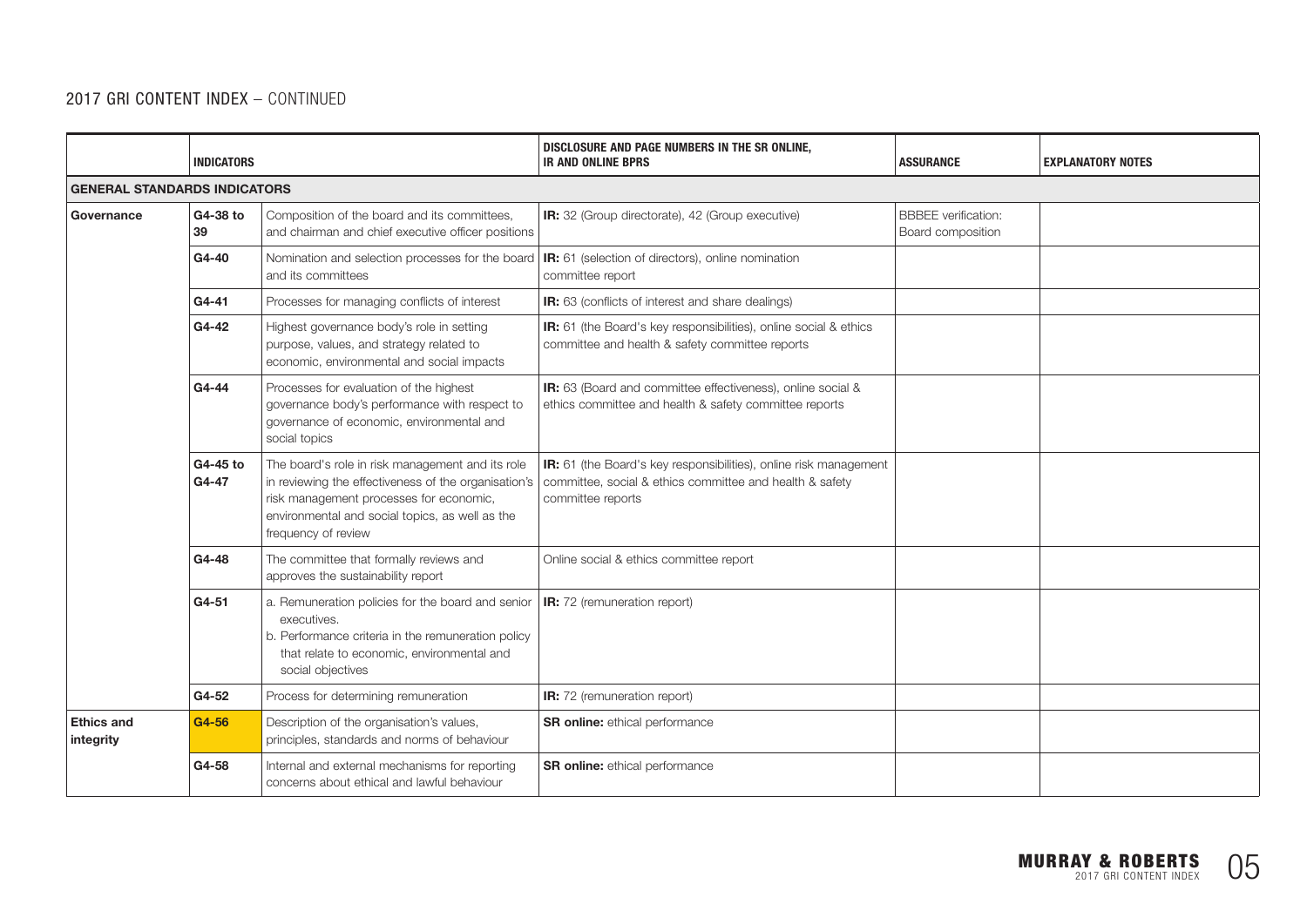## 2017 GRI CONTENT INDEX – CONTINUED

| | INDICATORS | | DISCLOSURE AND PAGE NUMBERS IN THE SR ONLINE, IR AND ONLINE BPRS | ASSURANCE | EXPLANATORY NOTES |
|---|---|---|---|---|---|
| **GENERAL STANDARDS INDICATORS** | | | | | |
| **Governance** | **G4-38 to 39** | Composition of the board and its committees, and chairman and chief executive officer positions | **IR:** 32 (Group directorate), 42 (Group executive) | BBBEE verification: Board composition | |
| | **G4-40** | Nomination and selection processes for the board and its committees | **IR:** 61 (selection of directors), online nomination committee report | | |
| | **G4-41** | Processes for managing conflicts of interest | **IR:** 63 (conflicts of interest and share dealings) | | |
| | **G4-42** | Highest governance body's role in setting purpose, values, and strategy related to economic, environmental and social impacts | **IR:** 61 (the Board's key responsibilities), online social & ethics committee and health & safety committee reports | | |
| | **G4-44** | Processes for evaluation of the highest governance body's performance with respect to governance of economic, environmental and social topics | **IR:** 63 (Board and committee effectiveness), online social & ethics committee and health & safety committee reports | | |
| | **G4-45 to G4-47** | The board's role in risk management and its role in reviewing the effectiveness of the organisation's risk management processes for economic, environmental and social topics, as well as the frequency of review | **IR:** 61 (the Board's key responsibilities), online risk management committee, social & ethics committee and health & safety committee reports | | |
| | **G4-48** | The committee that formally reviews and approves the sustainability report | Online social & ethics committee report | | |
| | **G4-51** | a. Remuneration policies for the board and senior executives.<br>b. Performance criteria in the remuneration policy that relate to economic, environmental and social objectives | **IR:** 72 (remuneration report) | | |
| | **G4-52** | Process for determining remuneration | **IR:** 72 (remuneration report) | | |
| **Ethics and integrity** | **G4-56** | Description of the organisation's values, principles, standards and norms of behaviour | **SR online:** ethical performance | | |
| | **G4-58** | Internal and external mechanisms for reporting concerns about ethical and lawful behaviour | **SR online:** ethical performance | | |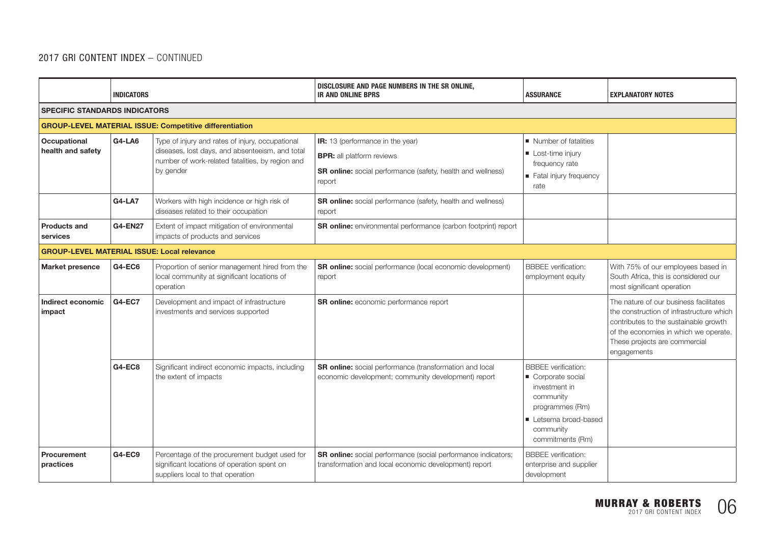## 2017 GRI CONTENT INDEX – CONTINUED

| | INDICATORS | | DISCLOSURE AND PAGE NUMBERS IN THE SR ONLINE, IR AND ONLINE BPRS | ASSURANCE | EXPLANATORY NOTES |
|---|---|---|---|---|---|
| **SPECIFIC STANDARDS INDICATORS** | | | | | |
| **GROUP-LEVEL MATERIAL ISSUE: Competitive differentiation** | | | | | |
| **Occupational health and safety** | **G4-LA6** | Type of injury and rates of injury, occupational diseases, lost days, and absenteeism, and total number of work-related fatalities, by region and by gender | **IR:** 13 (performance in the year)<br>**BPR:** all platform reviews<br>**SR online:** social performance (safety, health and wellness) report | ■ Number of fatalities<br>■ Lost-time injury frequency rate<br>■ Fatal injury frequency rate | |
| | **G4-LA7** | Workers with high incidence or high risk of diseases related to their occupation | **SR online:** social performance (safety, health and wellness) report | | |
| **Products and services** | **G4-EN27** | Extent of impact mitigation of environmental impacts of products and services | **SR online:** environmental performance (carbon footprint) report | | |
| **GROUP-LEVEL MATERIAL ISSUE: Local relevance** | | | | | |
| **Market presence** | **G4-EC6** | Proportion of senior management hired from the local community at significant locations of operation | **SR online:** social performance (local economic development) report | BBBEE verification: employment equity | With 75% of our employees based in South Africa, this is considered our most significant operation |
| **Indirect economic impact** | **G4-EC7** | Development and impact of infrastructure investments and services supported | **SR online:** economic performance report | | The nature of our business facilitates the construction of infrastructure which contributes to the sustainable growth of the economies in which we operate. These projects are commercial engagements |
| | **G4-EC8** | Significant indirect economic impacts, including the extent of impacts | **SR online:** social performance (transformation and local economic development; community development) report | BBBEE verification:<br>■ Corporate social investment in community programmes (Rm)<br>■ Letsema broad-based community commitments (Rm) | |
| **Procurement practices** | **G4-EC9** | Percentage of the procurement budget used for significant locations of operation spent on suppliers local to that operation | **SR online:** social performance (social performance indicators; transformation and local economic development) report | BBBEE verification: enterprise and supplier development | |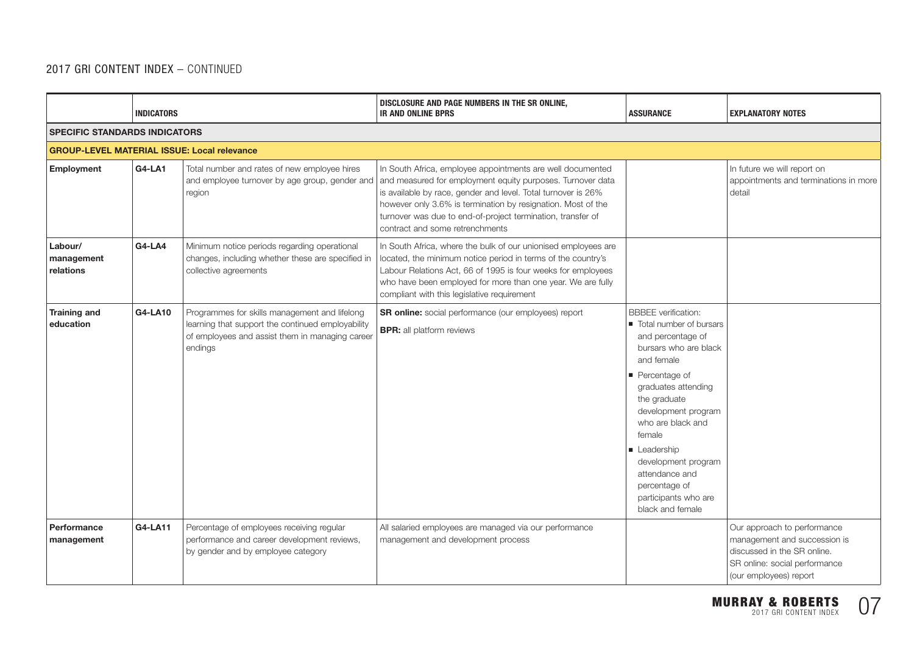## 2017 GRI CONTENT INDEX – CONTINUED

| | INDICATORS | | DISCLOSURE AND PAGE NUMBERS IN THE SR ONLINE, IR AND ONLINE BPRS | ASSURANCE | EXPLANATORY NOTES |
|---|---|---|---|---|---|
| **SPECIFIC STANDARDS INDICATORS** | | | | | |
| **GROUP-LEVEL MATERIAL ISSUE: Local relevance** | | | | | |
| **Employment** | **G4-LA1** | Total number and rates of new employee hires and employee turnover by age group, gender and region | In South Africa, employee appointments are well documented and measured for employment equity purposes. Turnover data is available by race, gender and level. Total turnover is 26% however only 3.6% is termination by resignation. Most of the turnover was due to end-of-project termination, transfer of contract and some retrenchments | | In future we will report on appointments and terminations in more detail |
| **Labour/ management relations** | **G4-LA4** | Minimum notice periods regarding operational changes, including whether these are specified in collective agreements | In South Africa, where the bulk of our unionised employees are located, the minimum notice period in terms of the country's Labour Relations Act, 66 of 1995 is four weeks for employees who have been employed for more than one year. We are fully compliant with this legislative requirement | | |
| **Training and education** | **G4-LA10** | Programmes for skills management and lifelong learning that support the continued employability of employees and assist them in managing career endings | **SR online:** social performance (our employees) report<br>**BPR:** all platform reviews | BBBEE verification:<br>■ Total number of bursars and percentage of bursars who are black and female<br>■ Percentage of graduates attending the graduate development program who are black and female<br>■ Leadership development program attendance and percentage of participants who are black and female | |
| **Performance management** | **G4-LA11** | Percentage of employees receiving regular performance and career development reviews, by gender and by employee category | All salaried employees are managed via our performance management and development process | | Our approach to performance management and succession is discussed in the SR online. SR online: social performance (our employees) report |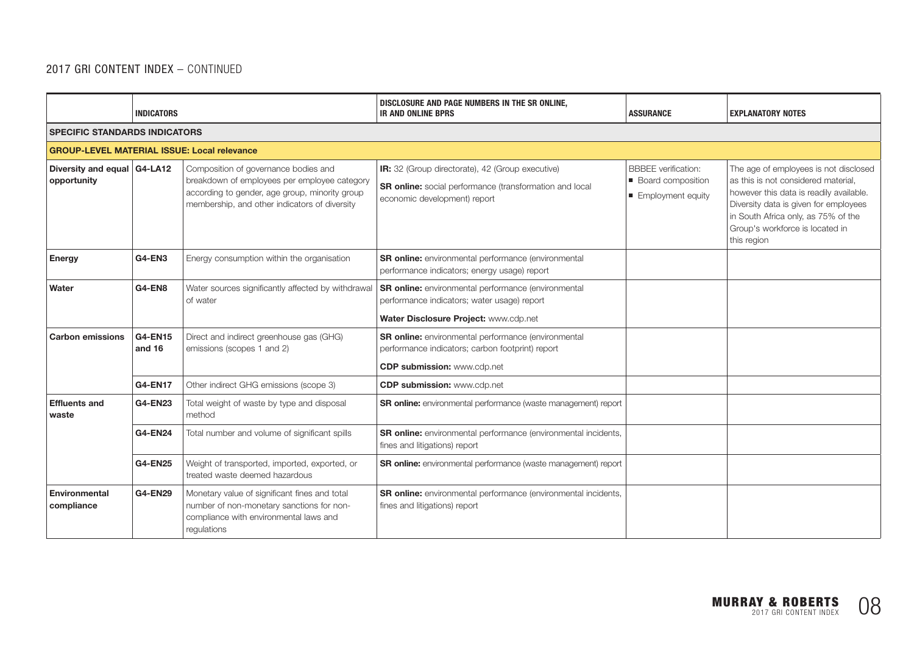## 2017 GRI CONTENT INDEX – CONTINUED

| | INDICATORS | | DISCLOSURE AND PAGE NUMBERS IN THE SR ONLINE, IR AND ONLINE BPRS | ASSURANCE | EXPLANATORY NOTES |
|---|---|---|---|---|---|
| **SPECIFIC STANDARDS INDICATORS** | | | | | |
| **GROUP-LEVEL MATERIAL ISSUE: Local relevance** | | | | | |
| **Diversity and equal opportunity** | **G4-LA12** | Composition of governance bodies and breakdown of employees per employee category according to gender, age group, minority group membership, and other indicators of diversity | **IR:** 32 (Group directorate), 42 (Group executive)<br>**SR online:** social performance (transformation and local economic development) report | BBBEE verification:<br>■ Board composition<br>■ Employment equity | The age of employees is not disclosed as this is not considered material, however this data is readily available. Diversity data is given for employees in South Africa only, as 75% of the Group's workforce is located in this region |
| **Energy** | **G4-EN3** | Energy consumption within the organisation | **SR online:** environmental performance (environmental performance indicators; energy usage) report | | |
| **Water** | **G4-EN8** | Water sources significantly affected by withdrawal of water | **SR online:** environmental performance (environmental performance indicators; water usage) report<br>**Water Disclosure Project:** www.cdp.net | | |
| **Carbon emissions** | **G4-EN15 and 16** | Direct and indirect greenhouse gas (GHG) emissions (scopes 1 and 2) | **SR online:** environmental performance (environmental performance indicators; carbon footprint) report<br>**CDP submission:** www.cdp.net | | |
| | **G4-EN17** | Other indirect GHG emissions (scope 3) | **CDP submission:** www.cdp.net | | |
| **Effluents and waste** | **G4-EN23** | Total weight of waste by type and disposal method | **SR online:** environmental performance (waste management) report | | |
| | **G4-EN24** | Total number and volume of significant spills | **SR online:** environmental performance (environmental incidents, fines and litigations) report | | |
| | **G4-EN25** | Weight of transported, imported, exported, or treated waste deemed hazardous | **SR online:** environmental performance (waste management) report | | |
| **Environmental compliance** | **G4-EN29** | Monetary value of significant fines and total number of non-monetary sanctions for non-compliance with environmental laws and regulations | **SR online:** environmental performance (environmental incidents, fines and litigations) report | | |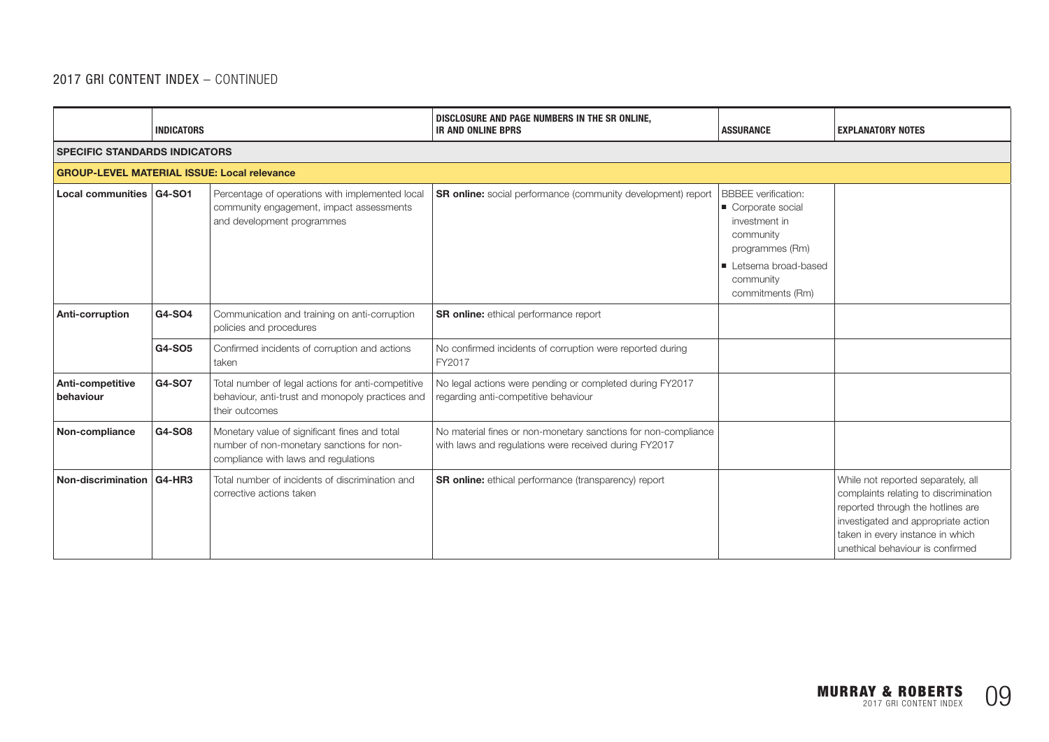## 2017 GRI CONTENT INDEX – CONTINUED

| | INDICATORS | | DISCLOSURE AND PAGE NUMBERS IN THE SR ONLINE, IR AND ONLINE BPRS | ASSURANCE | EXPLANATORY NOTES |
|---|---|---|---|---|---|
| **SPECIFIC STANDARDS INDICATORS** | | | | | |
| **GROUP-LEVEL MATERIAL ISSUE: Local relevance** | | | | | |
| **Local communities** | **G4-SO1** | Percentage of operations with implemented local community engagement, impact assessments and development programmes | **SR online:** social performance (community development) report | BBBEE verification:<br>■ Corporate social investment in community programmes (Rm)<br>■ Letsema broad-based community commitments (Rm) | |
| **Anti-corruption** | **G4-SO4** | Communication and training on anti-corruption policies and procedures | **SR online:** ethical performance report | | |
| | **G4-SO5** | Confirmed incidents of corruption and actions taken | No confirmed incidents of corruption were reported during FY2017 | | |
| **Anti-competitive behaviour** | **G4-SO7** | Total number of legal actions for anti-competitive behaviour, anti-trust and monopoly practices and their outcomes | No legal actions were pending or completed during FY2017 regarding anti-competitive behaviour | | |
| **Non-compliance** | **G4-SO8** | Monetary value of significant fines and total number of non-monetary sanctions for non-compliance with laws and regulations | No material fines or non-monetary sanctions for non-compliance with laws and regulations were received during FY2017 | | |
| **Non-discrimination** | **G4-HR3** | Total number of incidents of discrimination and corrective actions taken | **SR online:** ethical performance (transparency) report | | While not reported separately, all complaints relating to discrimination reported through the hotlines are investigated and appropriate action taken in every instance in which unethical behaviour is confirmed |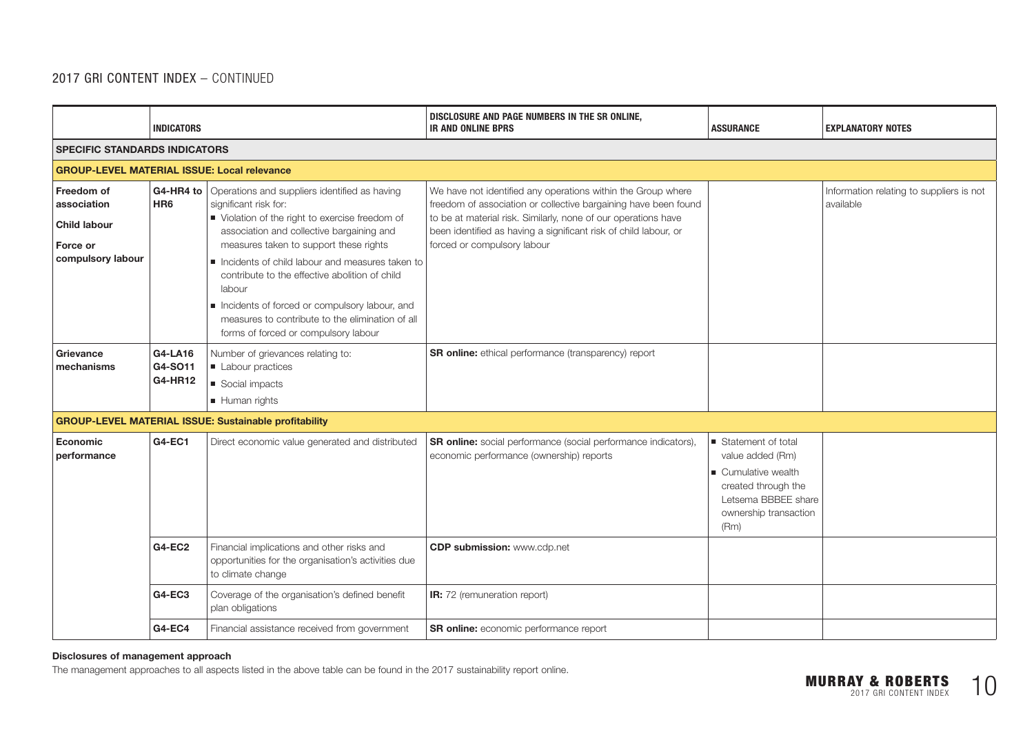## 2017 GRI CONTENT INDEX – CONTINUED

| | INDICATORS | | DISCLOSURE AND PAGE NUMBERS IN THE SR ONLINE, IR AND ONLINE BPRS | ASSURANCE | EXPLANATORY NOTES |
|---|---|---|---|---|---|
| **SPECIFIC STANDARDS INDICATORS** | | | | | |
| **GROUP-LEVEL MATERIAL ISSUE: Local relevance** | | | | | |
| **Freedom of association**<br>**Child labour**<br>**Force or compulsory labour** | **G4-HR4 to HR6** | Operations and suppliers identified as having significant risk for:<br>■ Violation of the right to exercise freedom of association and collective bargaining and measures taken to support these rights<br>■ Incidents of child labour and measures taken to contribute to the effective abolition of child labour<br>■ Incidents of forced or compulsory labour, and measures to contribute to the elimination of all forms of forced or compulsory labour | We have not identified any operations within the Group where freedom of association or collective bargaining have been found to be at material risk. Similarly, none of our operations have been identified as having a significant risk of child labour, or forced or compulsory labour | | Information relating to suppliers is not available |
| **Grievance mechanisms** | **G4-LA16**<br>**G4-SO11**<br>**G4-HR12** | Number of grievances relating to:<br>■ Labour practices<br>■ Social impacts<br>■ Human rights | **SR online:** ethical performance (transparency) report | | |
| **GROUP-LEVEL MATERIAL ISSUE: Sustainable profitability** | | | | | |
| **Economic performance** | **G4-EC1** | Direct economic value generated and distributed | **SR online:** social performance (social performance indicators), economic performance (ownership) reports | ■ Statement of total value added (Rm)<br>■ Cumulative wealth created through the Letsema BBBEE share ownership transaction (Rm) | |
| | **G4-EC2** | Financial implications and other risks and opportunities for the organisation's activities due to climate change | **CDP submission:** www.cdp.net | | |
| | **G4-EC3** | Coverage of the organisation's defined benefit plan obligations | **IR:** 72 (remuneration report) | | |
| | **G4-EC4** | Financial assistance received from government | **SR online:** economic performance report | | |

**Disclosures of management approach**

The management approaches to all aspects listed in the above table can be found in the 2017 sustainability report online.